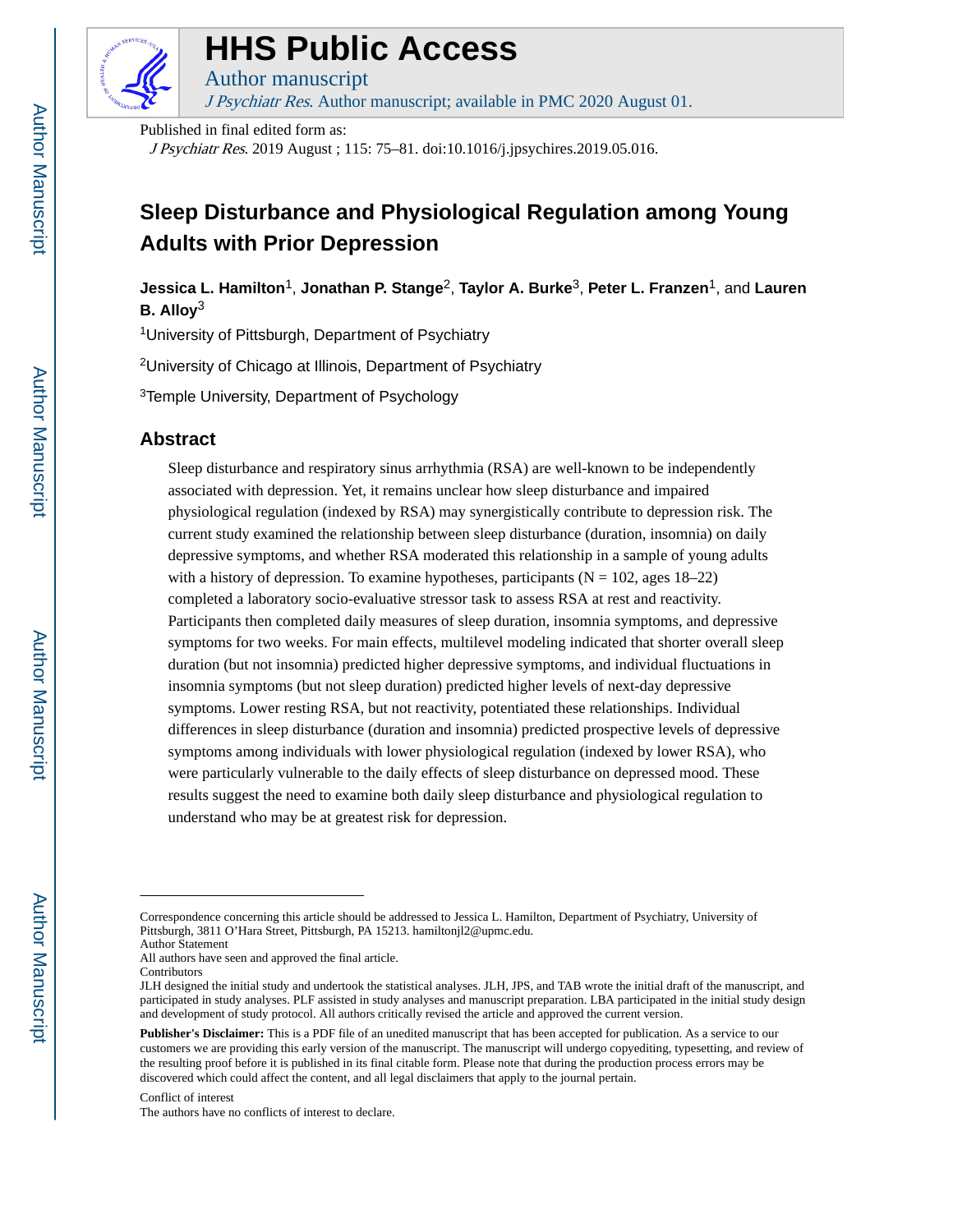# HHS Public Access

Author manuscript

*J Psychiatr Res*. Author manuscript; available in PMC 2020 August 01.

Published in final edited form as:

*J Psychiatr Res*. 2019 August ; 115: 75–81. doi:10.1016/j.jpsychires.2019.05.016.

## Sleep Disturbance and Physiological Regulation among Young Adults with Prior Depression

**Jessica L. Hamilton**[1], **Jonathan P. Stange**[2], **Taylor A. Burke**[3], **Peter L. Franzen**[1], and **Lauren B. Alloy**[3]

[1]University of Pittsburgh, Department of Psychiatry

[2]University of Chicago at Illinois, Department of Psychiatry

[3]Temple University, Department of Psychology

## Abstract

Sleep disturbance and respiratory sinus arrhythmia (RSA) are well-known to be independently associated with depression. Yet, it remains unclear how sleep disturbance and impaired physiological regulation (indexed by RSA) may synergistically contribute to depression risk. The current study examined the relationship between sleep disturbance (duration, insomnia) on daily depressive symptoms, and whether RSA moderated this relationship in a sample of young adults with a history of depression. To examine hypotheses, participants (N = 102, ages 18–22) completed a laboratory socio-evaluative stressor task to assess RSA at rest and reactivity. Participants then completed daily measures of sleep duration, insomnia symptoms, and depressive symptoms for two weeks. For main effects, multilevel modeling indicated that shorter overall sleep duration (but not insomnia) predicted higher depressive symptoms, and individual fluctuations in insomnia symptoms (but not sleep duration) predicted higher levels of next-day depressive symptoms. Lower resting RSA, but not reactivity, potentiated these relationships. Individual differences in sleep disturbance (duration and insomnia) predicted prospective levels of depressive symptoms among individuals with lower physiological regulation (indexed by lower RSA), who were particularly vulnerable to the daily effects of sleep disturbance on depressed mood. These results suggest the need to examine both daily sleep disturbance and physiological regulation to understand who may be at greatest risk for depression.

---

Correspondence concerning this article should be addressed to Jessica L. Hamilton, Department of Psychiatry, University of Pittsburgh, 3811 O'Hara Street, Pittsburgh, PA 15213. hamiltonjl2@upmc.edu.

Author Statement

All authors have seen and approved the final article.

Contributors

JLH designed the initial study and undertook the statistical analyses. JLH, JPS, and TAB wrote the initial draft of the manuscript, and participated in study analyses. PLF assisted in study analyses and manuscript preparation. LBA participated in the initial study design and development of study protocol. All authors critically revised the article and approved the current version.

**Publisher's Disclaimer:** This is a PDF file of an unedited manuscript that has been accepted for publication. As a service to our customers we are providing this early version of the manuscript. The manuscript will undergo copyediting, typesetting, and review of the resulting proof before it is published in its final citable form. Please note that during the production process errors may be discovered which could affect the content, and all legal disclaimers that apply to the journal pertain.

Conflict of interest

The authors have no conflicts of interest to declare.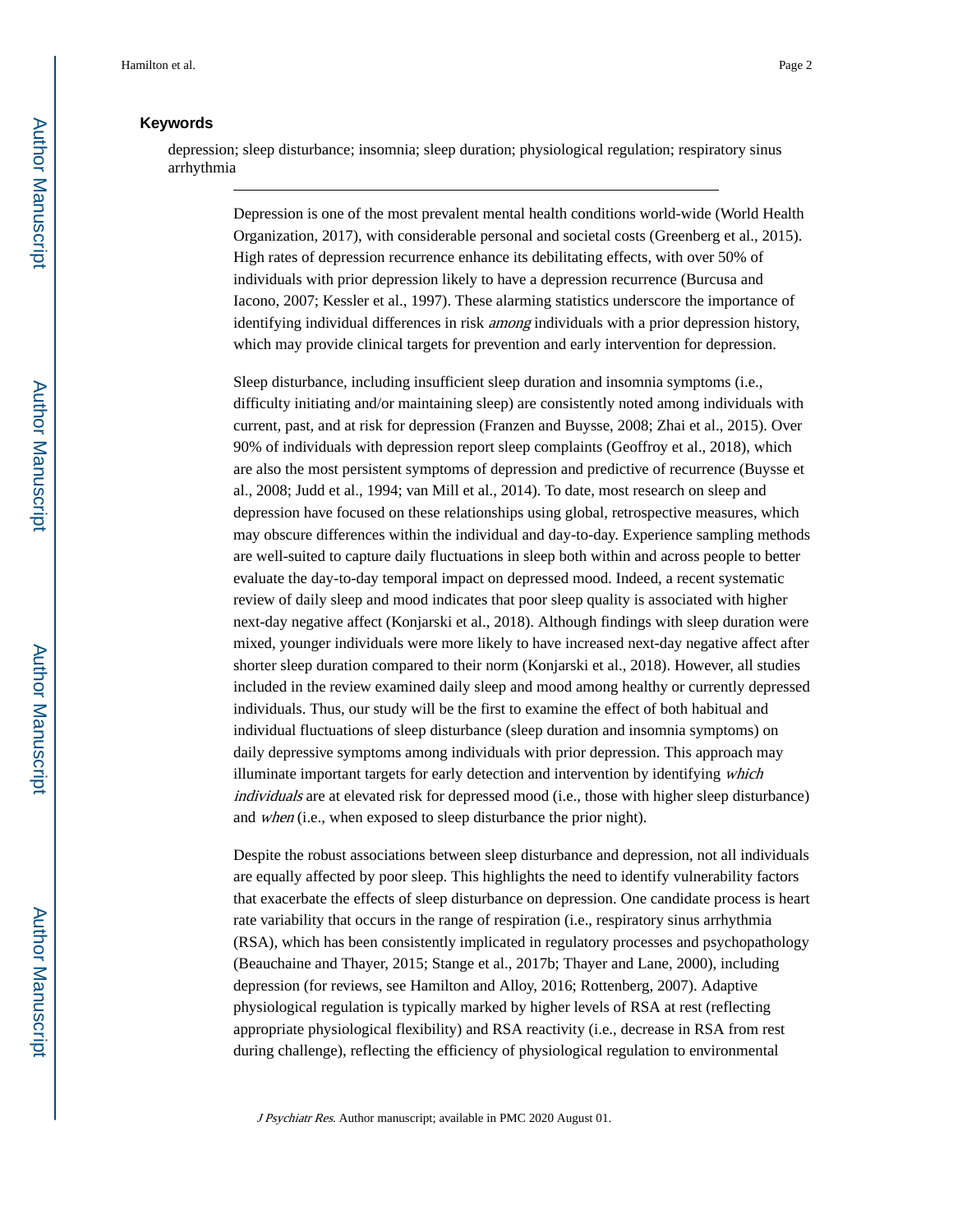### Keywords

depression; sleep disturbance; insomnia; sleep duration; physiological regulation; respiratory sinus arrhythmia

---

Depression is one of the most prevalent mental health conditions world-wide (World Health Organization, 2017), with considerable personal and societal costs (Greenberg et al., 2015). High rates of depression recurrence enhance its debilitating effects, with over 50% of individuals with prior depression likely to have a depression recurrence (Burcusa and Iacono, 2007; Kessler et al., 1997). These alarming statistics underscore the importance of identifying individual differences in risk *among* individuals with a prior depression history, which may provide clinical targets for prevention and early intervention for depression.

Sleep disturbance, including insufficient sleep duration and insomnia symptoms (i.e., difficulty initiating and/or maintaining sleep) are consistently noted among individuals with current, past, and at risk for depression (Franzen and Buysse, 2008; Zhai et al., 2015). Over 90% of individuals with depression report sleep complaints (Geoffroy et al., 2018), which are also the most persistent symptoms of depression and predictive of recurrence (Buysse et al., 2008; Judd et al., 1994; van Mill et al., 2014). To date, most research on sleep and depression have focused on these relationships using global, retrospective measures, which may obscure differences within the individual and day-to-day. Experience sampling methods are well-suited to capture daily fluctuations in sleep both within and across people to better evaluate the day-to-day temporal impact on depressed mood. Indeed, a recent systematic review of daily sleep and mood indicates that poor sleep quality is associated with higher next-day negative affect (Konjarski et al., 2018). Although findings with sleep duration were mixed, younger individuals were more likely to have increased next-day negative affect after shorter sleep duration compared to their norm (Konjarski et al., 2018). However, all studies included in the review examined daily sleep and mood among healthy or currently depressed individuals. Thus, our study will be the first to examine the effect of both habitual and individual fluctuations of sleep disturbance (sleep duration and insomnia symptoms) on daily depressive symptoms among individuals with prior depression. This approach may illuminate important targets for early detection and intervention by identifying *which individuals* are at elevated risk for depressed mood (i.e., those with higher sleep disturbance) and *when* (i.e., when exposed to sleep disturbance the prior night).

Despite the robust associations between sleep disturbance and depression, not all individuals are equally affected by poor sleep. This highlights the need to identify vulnerability factors that exacerbate the effects of sleep disturbance on depression. One candidate process is heart rate variability that occurs in the range of respiration (i.e., respiratory sinus arrhythmia (RSA), which has been consistently implicated in regulatory processes and psychopathology (Beauchaine and Thayer, 2015; Stange et al., 2017b; Thayer and Lane, 2000), including depression (for reviews, see Hamilton and Alloy, 2016; Rottenberg, 2007). Adaptive physiological regulation is typically marked by higher levels of RSA at rest (reflecting appropriate physiological flexibility) and RSA reactivity (i.e., decrease in RSA from rest during challenge), reflecting the efficiency of physiological regulation to environmental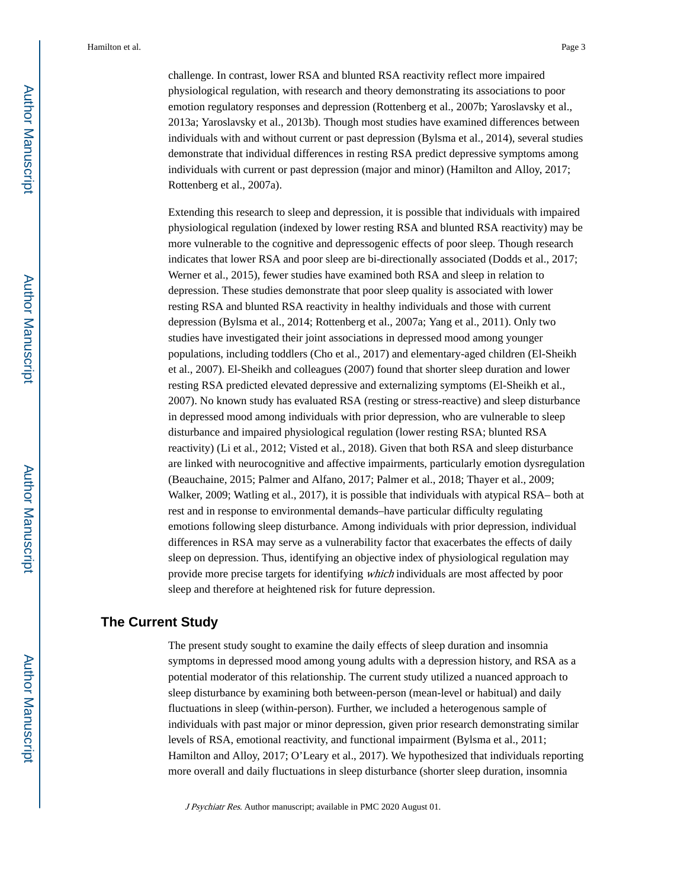challenge. In contrast, lower RSA and blunted RSA reactivity reflect more impaired physiological regulation, with research and theory demonstrating its associations to poor emotion regulatory responses and depression (Rottenberg et al., 2007b; Yaroslavsky et al., 2013a; Yaroslavsky et al., 2013b). Though most studies have examined differences between individuals with and without current or past depression (Bylsma et al., 2014), several studies demonstrate that individual differences in resting RSA predict depressive symptoms among individuals with current or past depression (major and minor) (Hamilton and Alloy, 2017; Rottenberg et al., 2007a).

Extending this research to sleep and depression, it is possible that individuals with impaired physiological regulation (indexed by lower resting RSA and blunted RSA reactivity) may be more vulnerable to the cognitive and depressogenic effects of poor sleep. Though research indicates that lower RSA and poor sleep are bi-directionally associated (Dodds et al., 2017; Werner et al., 2015), fewer studies have examined both RSA and sleep in relation to depression. These studies demonstrate that poor sleep quality is associated with lower resting RSA and blunted RSA reactivity in healthy individuals and those with current depression (Bylsma et al., 2014; Rottenberg et al., 2007a; Yang et al., 2011). Only two studies have investigated their joint associations in depressed mood among younger populations, including toddlers (Cho et al., 2017) and elementary-aged children (El-Sheikh et al., 2007). El-Sheikh and colleagues (2007) found that shorter sleep duration and lower resting RSA predicted elevated depressive and externalizing symptoms (El-Sheikh et al., 2007). No known study has evaluated RSA (resting or stress-reactive) and sleep disturbance in depressed mood among individuals with prior depression, who are vulnerable to sleep disturbance and impaired physiological regulation (lower resting RSA; blunted RSA reactivity) (Li et al., 2012; Visted et al., 2018). Given that both RSA and sleep disturbance are linked with neurocognitive and affective impairments, particularly emotion dysregulation (Beauchaine, 2015; Palmer and Alfano, 2017; Palmer et al., 2018; Thayer et al., 2009; Walker, 2009; Watling et al., 2017), it is possible that individuals with atypical RSA– both at rest and in response to environmental demands–have particular difficulty regulating emotions following sleep disturbance. Among individuals with prior depression, individual differences in RSA may serve as a vulnerability factor that exacerbates the effects of daily sleep on depression. Thus, identifying an objective index of physiological regulation may provide more precise targets for identifying *which* individuals are most affected by poor sleep and therefore at heightened risk for future depression.

## The Current Study

The present study sought to examine the daily effects of sleep duration and insomnia symptoms in depressed mood among young adults with a depression history, and RSA as a potential moderator of this relationship. The current study utilized a nuanced approach to sleep disturbance by examining both between-person (mean-level or habitual) and daily fluctuations in sleep (within-person). Further, we included a heterogenous sample of individuals with past major or minor depression, given prior research demonstrating similar levels of RSA, emotional reactivity, and functional impairment (Bylsma et al., 2011; Hamilton and Alloy, 2017; O'Leary et al., 2017). We hypothesized that individuals reporting more overall and daily fluctuations in sleep disturbance (shorter sleep duration, insomnia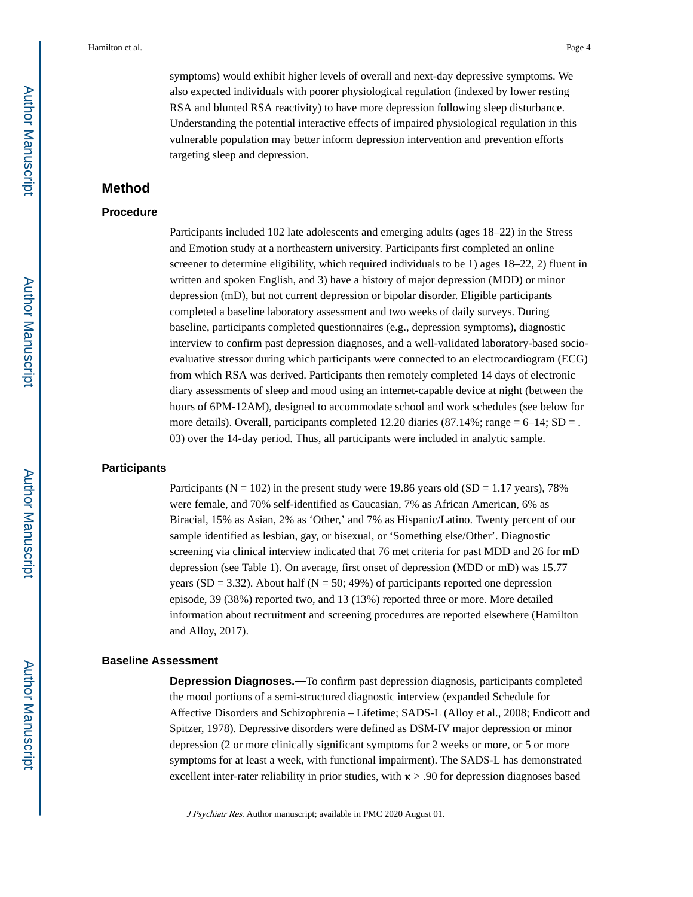symptoms) would exhibit higher levels of overall and next-day depressive symptoms. We also expected individuals with poorer physiological regulation (indexed by lower resting RSA and blunted RSA reactivity) to have more depression following sleep disturbance. Understanding the potential interactive effects of impaired physiological regulation in this vulnerable population may better inform depression intervention and prevention efforts targeting sleep and depression.

## Method

### Procedure

Participants included 102 late adolescents and emerging adults (ages 18–22) in the Stress and Emotion study at a northeastern university. Participants first completed an online screener to determine eligibility, which required individuals to be 1) ages 18–22, 2) fluent in written and spoken English, and 3) have a history of major depression (MDD) or minor depression (mD), but not current depression or bipolar disorder. Eligible participants completed a baseline laboratory assessment and two weeks of daily surveys. During baseline, participants completed questionnaires (e.g., depression symptoms), diagnostic interview to confirm past depression diagnoses, and a well-validated laboratory-based socio-evaluative stressor during which participants were connected to an electrocardiogram (ECG) from which RSA was derived. Participants then remotely completed 14 days of electronic diary assessments of sleep and mood using an internet-capable device at night (between the hours of 6PM-12AM), designed to accommodate school and work schedules (see below for more details). Overall, participants completed 12.20 diaries (87.14%; range = 6–14; SD = .03) over the 14-day period. Thus, all participants were included in analytic sample.

### Participants

Participants (N = 102) in the present study were 19.86 years old (SD = 1.17 years), 78% were female, and 70% self-identified as Caucasian, 7% as African American, 6% as Biracial, 15% as Asian, 2% as ‘Other,’ and 7% as Hispanic/Latino. Twenty percent of our sample identified as lesbian, gay, or bisexual, or ‘Something else/Other’. Diagnostic screening via clinical interview indicated that 76 met criteria for past MDD and 26 for mD depression (see Table 1). On average, first onset of depression (MDD or mD) was 15.77 years (SD = 3.32). About half (N = 50; 49%) of participants reported one depression episode, 39 (38%) reported two, and 13 (13%) reported three or more. More detailed information about recruitment and screening procedures are reported elsewhere (Hamilton and Alloy, 2017).

### Baseline Assessment

**Depression Diagnoses.—**To confirm past depression diagnosis, participants completed the mood portions of a semi-structured diagnostic interview (expanded Schedule for Affective Disorders and Schizophrenia – Lifetime; SADS-L (Alloy et al., 2008; Endicott and Spitzer, 1978). Depressive disorders were defined as DSM-IV major depression or minor depression (2 or more clinically significant symptoms for 2 weeks or more, or 5 or more symptoms for at least a week, with functional impairment). The SADS-L has demonstrated excellent inter-rater reliability in prior studies, with $\kappa > .90$ for depression diagnoses based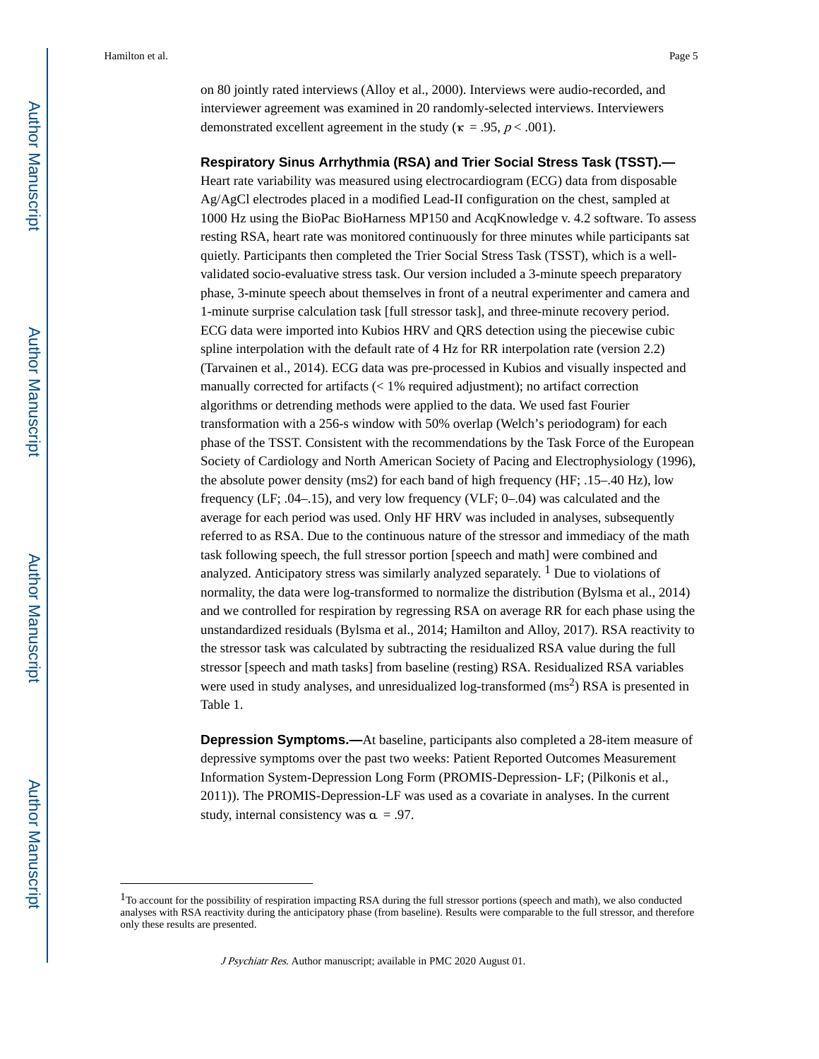on 80 jointly rated interviews (Alloy et al., 2000). Interviews were audio-recorded, and interviewer agreement was examined in 20 randomly-selected interviews. Interviewers demonstrated excellent agreement in the study ($\kappa = .95$, $p < .001$).

**Respiratory Sinus Arrhythmia (RSA) and Trier Social Stress Task (TSST).—** Heart rate variability was measured using electrocardiogram (ECG) data from disposable Ag/AgCl electrodes placed in a modified Lead-II configuration on the chest, sampled at 1000 Hz using the BioPac BioHarness MP150 and AcqKnowledge v. 4.2 software. To assess resting RSA, heart rate was monitored continuously for three minutes while participants sat quietly. Participants then completed the Trier Social Stress Task (TSST), which is a well-validated socio-evaluative stress task. Our version included a 3-minute speech preparatory phase, 3-minute speech about themselves in front of a neutral experimenter and camera and 1-minute surprise calculation task [full stressor task], and three-minute recovery period. ECG data were imported into Kubios HRV and QRS detection using the piecewise cubic spline interpolation with the default rate of 4 Hz for RR interpolation rate (version 2.2) (Tarvainen et al., 2014). ECG data was pre-processed in Kubios and visually inspected and manually corrected for artifacts (< 1% required adjustment); no artifact correction algorithms or detrending methods were applied to the data. We used fast Fourier transformation with a 256-s window with 50% overlap (Welch's periodogram) for each phase of the TSST. Consistent with the recommendations by the Task Force of the European Society of Cardiology and North American Society of Pacing and Electrophysiology (1996), the absolute power density (ms2) for each band of high frequency (HF; .15–.40 Hz), low frequency (LF; .04–.15), and very low frequency (VLF; 0–.04) was calculated and the average for each period was used. Only HF HRV was included in analyses, subsequently referred to as RSA. Due to the continuous nature of the stressor and immediacy of the math task following speech, the full stressor portion [speech and math] were combined and analyzed. Anticipatory stress was similarly analyzed separately. [1] Due to violations of normality, the data were log-transformed to normalize the distribution (Bylsma et al., 2014) and we controlled for respiration by regressing RSA on average RR for each phase using the unstandardized residuals (Bylsma et al., 2014; Hamilton and Alloy, 2017). RSA reactivity to the stressor task was calculated by subtracting the residualized RSA value during the full stressor [speech and math tasks] from baseline (resting) RSA. Residualized RSA variables were used in study analyses, and unresidualized log-transformed ($ms^2$) RSA is presented in Table 1.

**Depression Symptoms.—**At baseline, participants also completed a 28-item measure of depressive symptoms over the past two weeks: Patient Reported Outcomes Measurement Information System-Depression Long Form (PROMIS-Depression- LF; (Pilkonis et al., 2011)). The PROMIS-Depression-LF was used as a covariate in analyses. In the current study, internal consistency was $\alpha = .97$.

---

[1] To account for the possibility of respiration impacting RSA during the full stressor portions (speech and math), we also conducted analyses with RSA reactivity during the anticipatory phase (from baseline). Results were comparable to the full stressor, and therefore only these results are presented.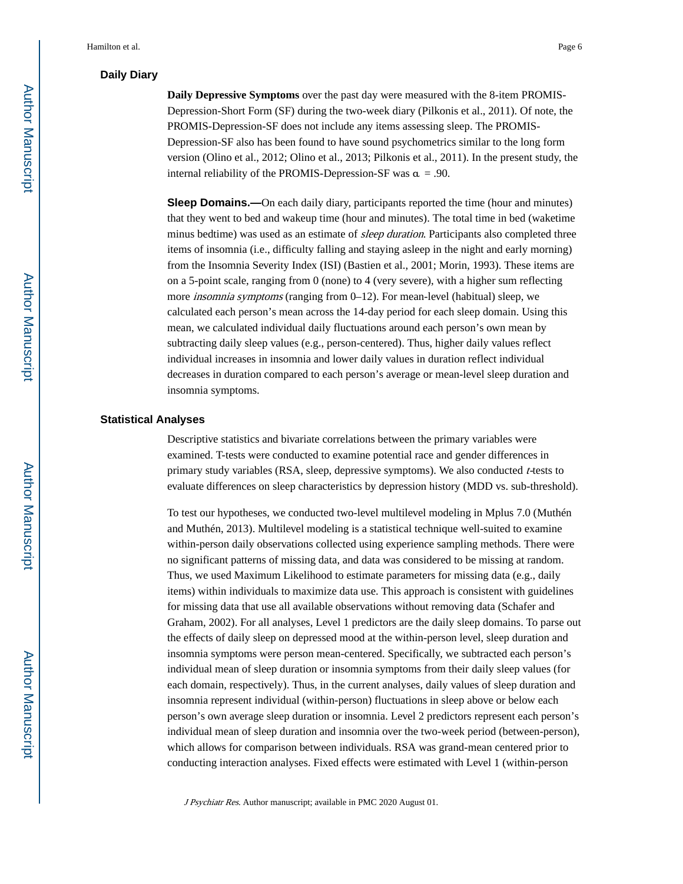### Daily Diary

**Daily Depressive Symptoms** over the past day were measured with the 8-item PROMIS-Depression-Short Form (SF) during the two-week diary (Pilkonis et al., 2011). Of note, the PROMIS-Depression-SF does not include any items assessing sleep. The PROMIS-Depression-SF also has been found to have sound psychometrics similar to the long form version (Olino et al., 2012; Olino et al., 2013; Pilkonis et al., 2011). In the present study, the internal reliability of the PROMIS-Depression-SF was $\alpha = .90$.

**Sleep Domains.—**On each daily diary, participants reported the time (hour and minutes) that they went to bed and wakeup time (hour and minutes). The total time in bed (waketime minus bedtime) was used as an estimate of *sleep duration*. Participants also completed three items of insomnia (i.e., difficulty falling and staying asleep in the night and early morning) from the Insomnia Severity Index (ISI) (Bastien et al., 2001; Morin, 1993). These items are on a 5-point scale, ranging from 0 (none) to 4 (very severe), with a higher sum reflecting more *insomnia symptoms* (ranging from 0–12). For mean-level (habitual) sleep, we calculated each person's mean across the 14-day period for each sleep domain. Using this mean, we calculated individual daily fluctuations around each person's own mean by subtracting daily sleep values (e.g., person-centered). Thus, higher daily values reflect individual increases in insomnia and lower daily values in duration reflect individual decreases in duration compared to each person's average or mean-level sleep duration and insomnia symptoms.

### Statistical Analyses

Descriptive statistics and bivariate correlations between the primary variables were examined. T-tests were conducted to examine potential race and gender differences in primary study variables (RSA, sleep, depressive symptoms). We also conducted *t*-tests to evaluate differences on sleep characteristics by depression history (MDD vs. sub-threshold).

To test our hypotheses, we conducted two-level multilevel modeling in Mplus 7.0 (Muthén and Muthén, 2013). Multilevel modeling is a statistical technique well-suited to examine within-person daily observations collected using experience sampling methods. There were no significant patterns of missing data, and data was considered to be missing at random. Thus, we used Maximum Likelihood to estimate parameters for missing data (e.g., daily items) within individuals to maximize data use. This approach is consistent with guidelines for missing data that use all available observations without removing data (Schafer and Graham, 2002). For all analyses, Level 1 predictors are the daily sleep domains. To parse out the effects of daily sleep on depressed mood at the within-person level, sleep duration and insomnia symptoms were person mean-centered. Specifically, we subtracted each person's individual mean of sleep duration or insomnia symptoms from their daily sleep values (for each domain, respectively). Thus, in the current analyses, daily values of sleep duration and insomnia represent individual (within-person) fluctuations in sleep above or below each person's own average sleep duration or insomnia. Level 2 predictors represent each person's individual mean of sleep duration and insomnia over the two-week period (between-person), which allows for comparison between individuals. RSA was grand-mean centered prior to conducting interaction analyses. Fixed effects were estimated with Level 1 (within-person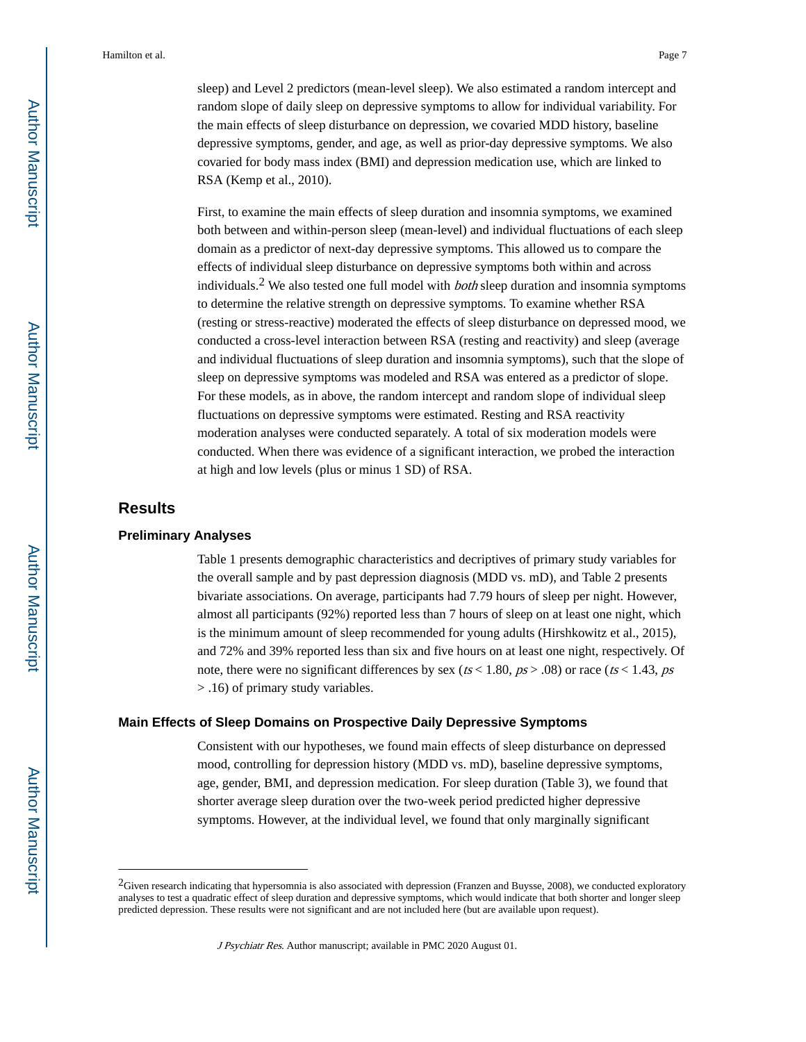sleep) and Level 2 predictors (mean-level sleep). We also estimated a random intercept and random slope of daily sleep on depressive symptoms to allow for individual variability. For the main effects of sleep disturbance on depression, we covaried MDD history, baseline depressive symptoms, gender, and age, as well as prior-day depressive symptoms. We also covaried for body mass index (BMI) and depression medication use, which are linked to RSA (Kemp et al., 2010).

First, to examine the main effects of sleep duration and insomnia symptoms, we examined both between and within-person sleep (mean-level) and individual fluctuations of each sleep domain as a predictor of next-day depressive symptoms. This allowed us to compare the effects of individual sleep disturbance on depressive symptoms both within and across individuals.[2] We also tested one full model with *both* sleep duration and insomnia symptoms to determine the relative strength on depressive symptoms. To examine whether RSA (resting or stress-reactive) moderated the effects of sleep disturbance on depressed mood, we conducted a cross-level interaction between RSA (resting and reactivity) and sleep (average and individual fluctuations of sleep duration and insomnia symptoms), such that the slope of sleep on depressive symptoms was modeled and RSA was entered as a predictor of slope. For these models, as in above, the random intercept and random slope of individual sleep fluctuations on depressive symptoms were estimated. Resting and RSA reactivity moderation analyses were conducted separately. A total of six moderation models were conducted. When there was evidence of a significant interaction, we probed the interaction at high and low levels (plus or minus 1 SD) of RSA.

## Results

### Preliminary Analyses

Table 1 presents demographic characteristics and decriptives of primary study variables for the overall sample and by past depression diagnosis (MDD vs. mD), and Table 2 presents bivariate associations. On average, participants had 7.79 hours of sleep per night. However, almost all participants (92%) reported less than 7 hours of sleep on at least one night, which is the minimum amount of sleep recommended for young adults (Hirshkowitz et al., 2015), and 72% and 39% reported less than six and five hours on at least one night, respectively. Of note, there were no significant differences by sex (*ts* < 1.80, *ps* > .08) or race (*ts* < 1.43, *ps* > .16) of primary study variables.

### Main Effects of Sleep Domains on Prospective Daily Depressive Symptoms

Consistent with our hypotheses, we found main effects of sleep disturbance on depressed mood, controlling for depression history (MDD vs. mD), baseline depressive symptoms, age, gender, BMI, and depression medication. For sleep duration (Table 3), we found that shorter average sleep duration over the two-week period predicted higher depressive symptoms. However, at the individual level, we found that only marginally significant

[2]Given research indicating that hypersomnia is also associated with depression (Franzen and Buysse, 2008), we conducted exploratory analyses to test a quadratic effect of sleep duration and depressive symptoms, which would indicate that both shorter and longer sleep predicted depression. These results were not significant and are not included here (but are available upon request).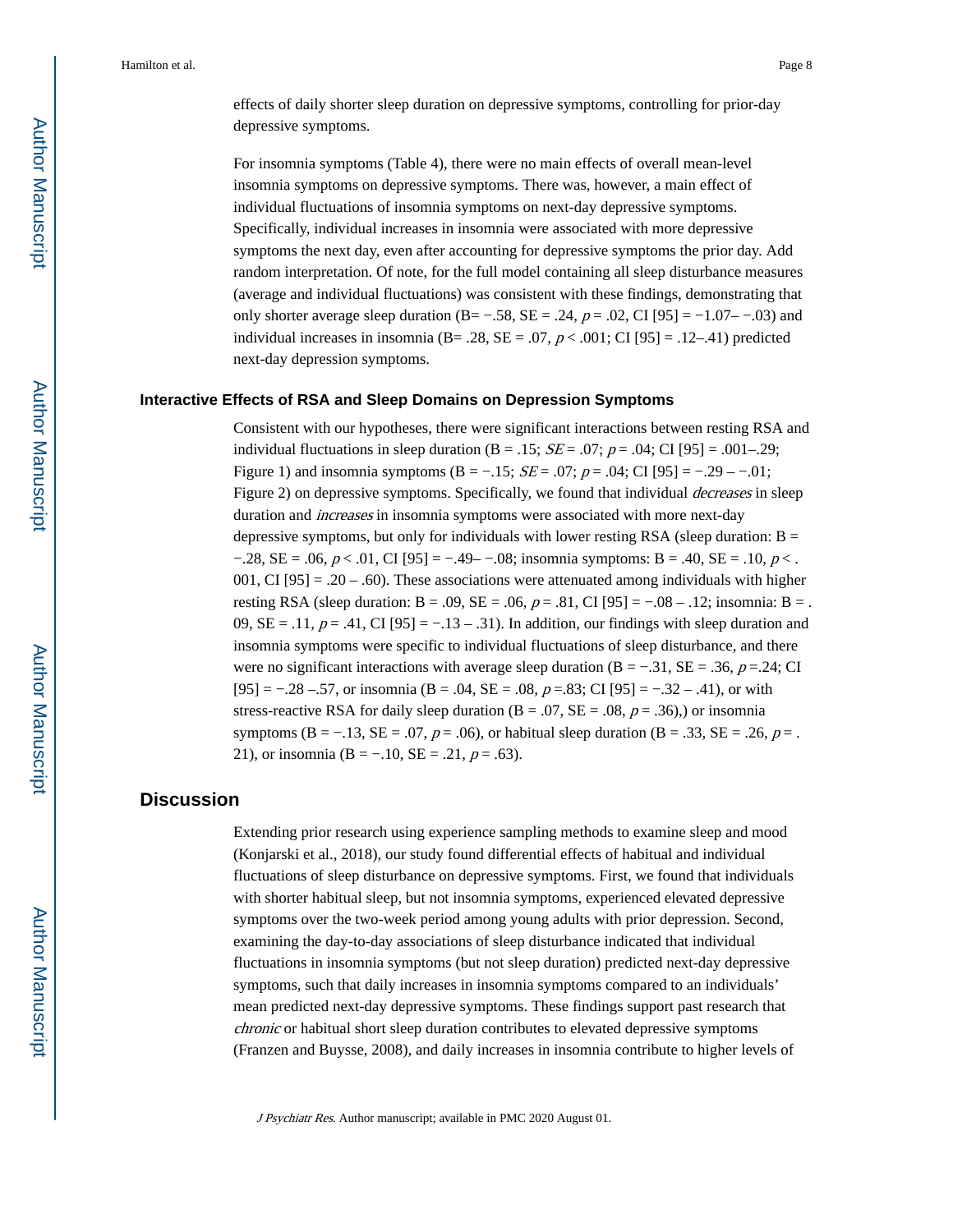effects of daily shorter sleep duration on depressive symptoms, controlling for prior-day depressive symptoms.

For insomnia symptoms (Table 4), there were no main effects of overall mean-level insomnia symptoms on depressive symptoms. There was, however, a main effect of individual fluctuations of insomnia symptoms on next-day depressive symptoms. Specifically, individual increases in insomnia were associated with more depressive symptoms the next day, even after accounting for depressive symptoms the prior day. Add random interpretation. Of note, for the full model containing all sleep disturbance measures (average and individual fluctuations) was consistent with these findings, demonstrating that only shorter average sleep duration (B= −.58, SE = .24, $p = .02$, CI [95] = −1.07– −.03) and individual increases in insomnia (B= .28, SE = .07, $p < .001$; CI [95] = .12–.41) predicted next-day depression symptoms.

### Interactive Effects of RSA and Sleep Domains on Depression Symptoms

Consistent with our hypotheses, there were significant interactions between resting RSA and individual fluctuations in sleep duration (B = .15; *SE* = .07; $p = .04$; CI [95] = .001–.29; Figure 1) and insomnia symptoms (B = −.15; *SE* = .07; $p = .04$; CI [95] = −.29 – −.01; Figure 2) on depressive symptoms. Specifically, we found that individual *decreases* in sleep duration and *increases* in insomnia symptoms were associated with more next-day depressive symptoms, but only for individuals with lower resting RSA (sleep duration: B = −.28, SE = .06, $p < .01$, CI [95] = −.49– −.08; insomnia symptoms: B = .40, SE = .10, $p < .001$, CI [95] = .20 – .60). These associations were attenuated among individuals with higher resting RSA (sleep duration: B = .09, SE = .06, $p = .81$, CI [95] = −.08 – .12; insomnia: B = .09, SE = .11, $p = .41$, CI [95] = −.13 – .31). In addition, our findings with sleep duration and insomnia symptoms were specific to individual fluctuations of sleep disturbance, and there were no significant interactions with average sleep duration (B = −.31, SE = .36, $p = .24$; CI [95] = −.28 –.57, or insomnia (B = .04, SE = .08, $p = .83$; CI [95] = −.32 – .41), or with stress-reactive RSA for daily sleep duration (B = .07, SE = .08, $p = .36$),) or insomnia symptoms (B = −.13, SE = .07, $p = .06$), or habitual sleep duration (B = .33, SE = .26, $p = .21$), or insomnia (B = −.10, SE = .21, $p = .63$).

## Discussion

Extending prior research using experience sampling methods to examine sleep and mood (Konjarski et al., 2018), our study found differential effects of habitual and individual fluctuations of sleep disturbance on depressive symptoms. First, we found that individuals with shorter habitual sleep, but not insomnia symptoms, experienced elevated depressive symptoms over the two-week period among young adults with prior depression. Second, examining the day-to-day associations of sleep disturbance indicated that individual fluctuations in insomnia symptoms (but not sleep duration) predicted next-day depressive symptoms, such that daily increases in insomnia symptoms compared to an individuals' mean predicted next-day depressive symptoms. These findings support past research that *chronic* or habitual short sleep duration contributes to elevated depressive symptoms (Franzen and Buysse, 2008), and daily increases in insomnia contribute to higher levels of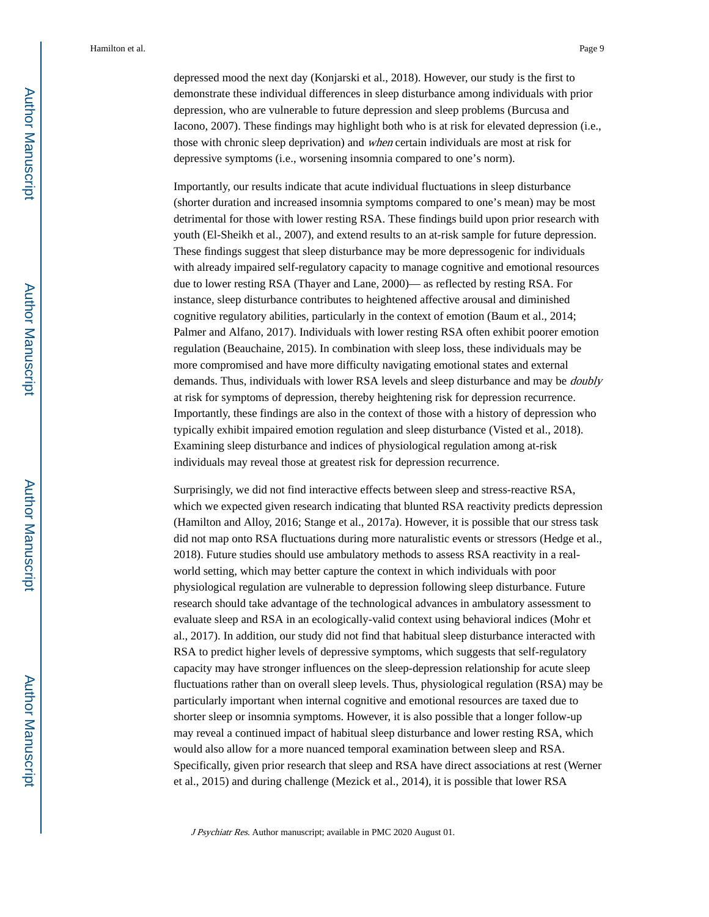depressed mood the next day (Konjarski et al., 2018). However, our study is the first to demonstrate these individual differences in sleep disturbance among individuals with prior depression, who are vulnerable to future depression and sleep problems (Burcusa and Iacono, 2007). These findings may highlight both who is at risk for elevated depression (i.e., those with chronic sleep deprivation) and *when* certain individuals are most at risk for depressive symptoms (i.e., worsening insomnia compared to one's norm).

Importantly, our results indicate that acute individual fluctuations in sleep disturbance (shorter duration and increased insomnia symptoms compared to one's mean) may be most detrimental for those with lower resting RSA. These findings build upon prior research with youth (El-Sheikh et al., 2007), and extend results to an at-risk sample for future depression. These findings suggest that sleep disturbance may be more depressogenic for individuals with already impaired self-regulatory capacity to manage cognitive and emotional resources due to lower resting RSA (Thayer and Lane, 2000)— as reflected by resting RSA. For instance, sleep disturbance contributes to heightened affective arousal and diminished cognitive regulatory abilities, particularly in the context of emotion (Baum et al., 2014; Palmer and Alfano, 2017). Individuals with lower resting RSA often exhibit poorer emotion regulation (Beauchaine, 2015). In combination with sleep loss, these individuals may be more compromised and have more difficulty navigating emotional states and external demands. Thus, individuals with lower RSA levels and sleep disturbance and may be *doubly* at risk for symptoms of depression, thereby heightening risk for depression recurrence. Importantly, these findings are also in the context of those with a history of depression who typically exhibit impaired emotion regulation and sleep disturbance (Visted et al., 2018). Examining sleep disturbance and indices of physiological regulation among at-risk individuals may reveal those at greatest risk for depression recurrence.

Surprisingly, we did not find interactive effects between sleep and stress-reactive RSA, which we expected given research indicating that blunted RSA reactivity predicts depression (Hamilton and Alloy, 2016; Stange et al., 2017a). However, it is possible that our stress task did not map onto RSA fluctuations during more naturalistic events or stressors (Hedge et al., 2018). Future studies should use ambulatory methods to assess RSA reactivity in a real-world setting, which may better capture the context in which individuals with poor physiological regulation are vulnerable to depression following sleep disturbance. Future research should take advantage of the technological advances in ambulatory assessment to evaluate sleep and RSA in an ecologically-valid context using behavioral indices (Mohr et al., 2017). In addition, our study did not find that habitual sleep disturbance interacted with RSA to predict higher levels of depressive symptoms, which suggests that self-regulatory capacity may have stronger influences on the sleep-depression relationship for acute sleep fluctuations rather than on overall sleep levels. Thus, physiological regulation (RSA) may be particularly important when internal cognitive and emotional resources are taxed due to shorter sleep or insomnia symptoms. However, it is also possible that a longer follow-up may reveal a continued impact of habitual sleep disturbance and lower resting RSA, which would also allow for a more nuanced temporal examination between sleep and RSA. Specifically, given prior research that sleep and RSA have direct associations at rest (Werner et al., 2015) and during challenge (Mezick et al., 2014), it is possible that lower RSA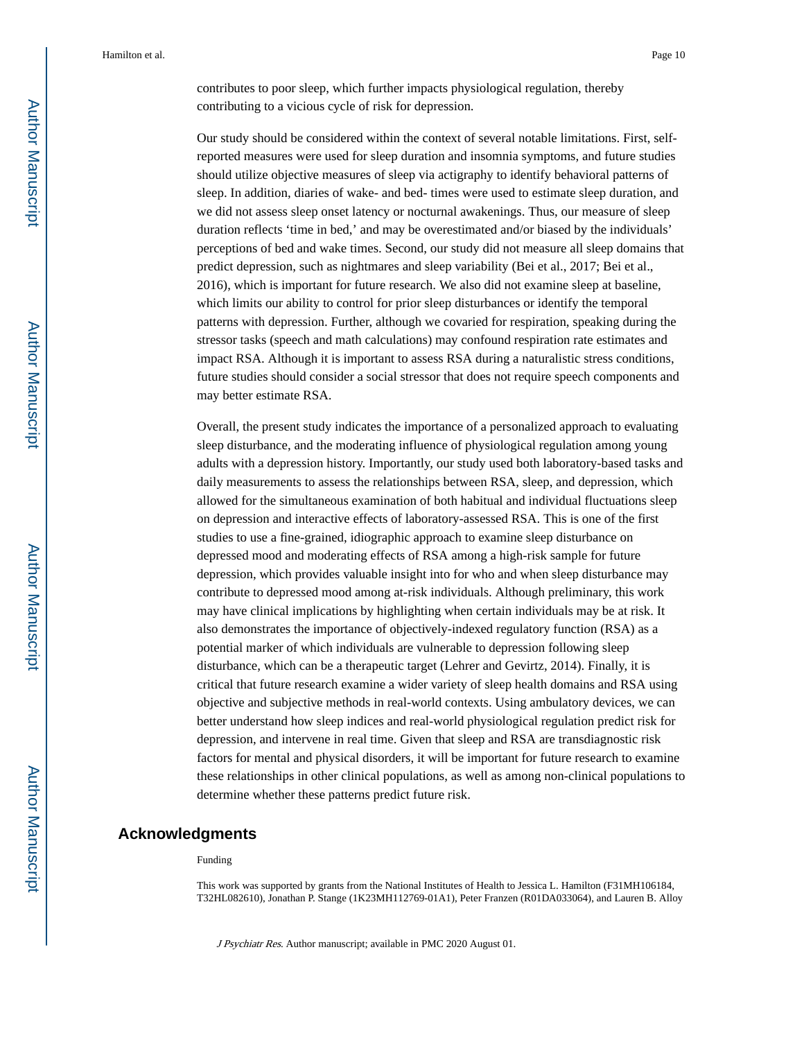contributes to poor sleep, which further impacts physiological regulation, thereby contributing to a vicious cycle of risk for depression.

Our study should be considered within the context of several notable limitations. First, self-reported measures were used for sleep duration and insomnia symptoms, and future studies should utilize objective measures of sleep via actigraphy to identify behavioral patterns of sleep. In addition, diaries of wake- and bed- times were used to estimate sleep duration, and we did not assess sleep onset latency or nocturnal awakenings. Thus, our measure of sleep duration reflects 'time in bed,' and may be overestimated and/or biased by the individuals' perceptions of bed and wake times. Second, our study did not measure all sleep domains that predict depression, such as nightmares and sleep variability (Bei et al., 2017; Bei et al., 2016), which is important for future research. We also did not examine sleep at baseline, which limits our ability to control for prior sleep disturbances or identify the temporal patterns with depression. Further, although we covaried for respiration, speaking during the stressor tasks (speech and math calculations) may confound respiration rate estimates and impact RSA. Although it is important to assess RSA during a naturalistic stress conditions, future studies should consider a social stressor that does not require speech components and may better estimate RSA.

Overall, the present study indicates the importance of a personalized approach to evaluating sleep disturbance, and the moderating influence of physiological regulation among young adults with a depression history. Importantly, our study used both laboratory-based tasks and daily measurements to assess the relationships between RSA, sleep, and depression, which allowed for the simultaneous examination of both habitual and individual fluctuations sleep on depression and interactive effects of laboratory-assessed RSA. This is one of the first studies to use a fine-grained, idiographic approach to examine sleep disturbance on depressed mood and moderating effects of RSA among a high-risk sample for future depression, which provides valuable insight into for who and when sleep disturbance may contribute to depressed mood among at-risk individuals. Although preliminary, this work may have clinical implications by highlighting when certain individuals may be at risk. It also demonstrates the importance of objectively-indexed regulatory function (RSA) as a potential marker of which individuals are vulnerable to depression following sleep disturbance, which can be a therapeutic target (Lehrer and Gevirtz, 2014). Finally, it is critical that future research examine a wider variety of sleep health domains and RSA using objective and subjective methods in real-world contexts. Using ambulatory devices, we can better understand how sleep indices and real-world physiological regulation predict risk for depression, and intervene in real time. Given that sleep and RSA are transdiagnostic risk factors for mental and physical disorders, it will be important for future research to examine these relationships in other clinical populations, as well as among non-clinical populations to determine whether these patterns predict future risk.

## Acknowledgments

Funding

This work was supported by grants from the National Institutes of Health to Jessica L. Hamilton (F31MH106184, T32HL082610), Jonathan P. Stange (1K23MH112769-01A1), Peter Franzen (R01DA033064), and Lauren B. Alloy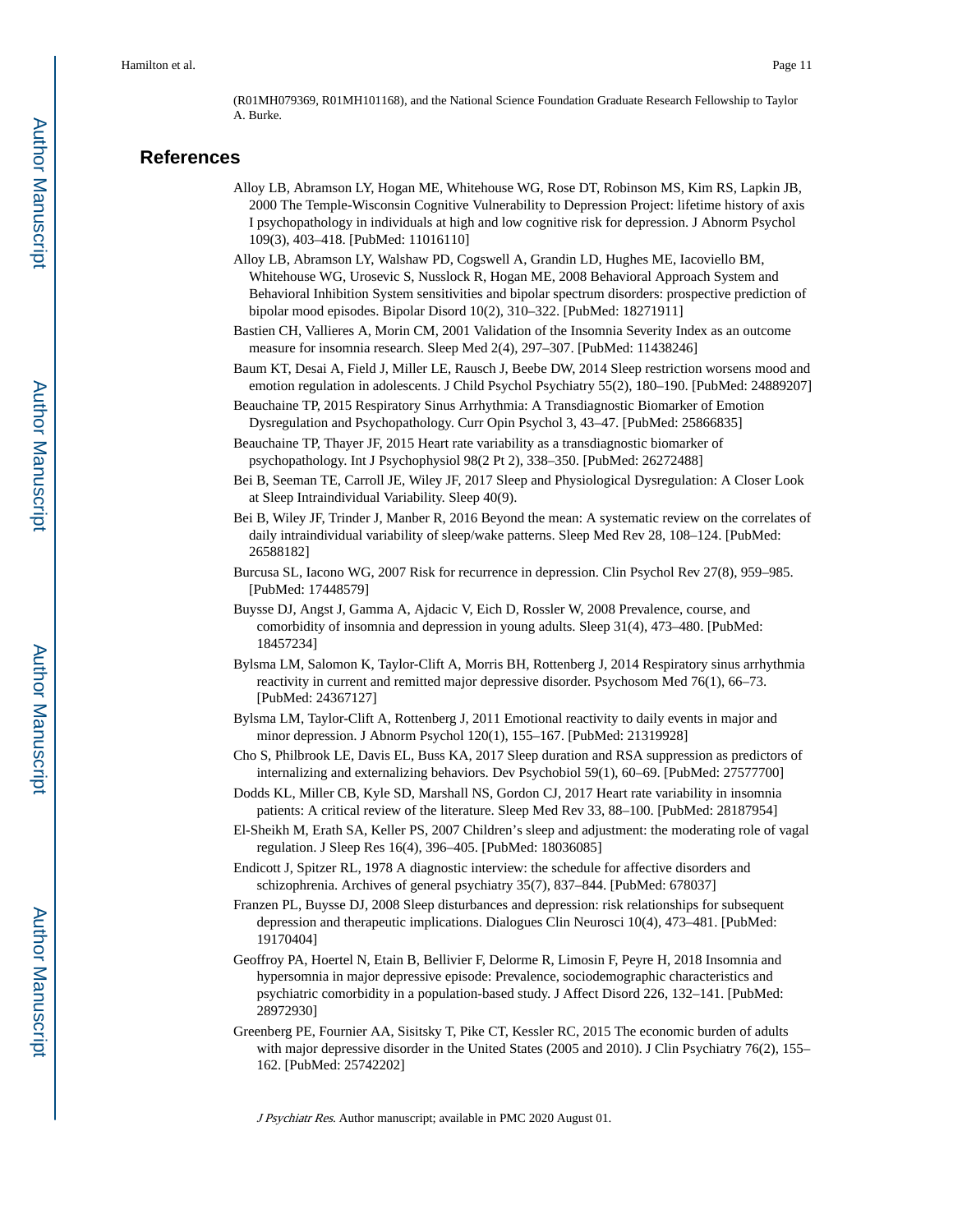(R01MH079369, R01MH101168), and the National Science Foundation Graduate Research Fellowship to Taylor A. Burke.

## References

Alloy LB, Abramson LY, Hogan ME, Whitehouse WG, Rose DT, Robinson MS, Kim RS, Lapkin JB, 2000 The Temple-Wisconsin Cognitive Vulnerability to Depression Project: lifetime history of axis I psychopathology in individuals at high and low cognitive risk for depression. J Abnorm Psychol 109(3), 403–418. [PubMed: 11016110]

Alloy LB, Abramson LY, Walshaw PD, Cogswell A, Grandin LD, Hughes ME, Iacoviello BM, Whitehouse WG, Urosevic S, Nusslock R, Hogan ME, 2008 Behavioral Approach System and Behavioral Inhibition System sensitivities and bipolar spectrum disorders: prospective prediction of bipolar mood episodes. Bipolar Disord 10(2), 310–322. [PubMed: 18271911]

Bastien CH, Vallieres A, Morin CM, 2001 Validation of the Insomnia Severity Index as an outcome measure for insomnia research. Sleep Med 2(4), 297–307. [PubMed: 11438246]

Baum KT, Desai A, Field J, Miller LE, Rausch J, Beebe DW, 2014 Sleep restriction worsens mood and emotion regulation in adolescents. J Child Psychol Psychiatry 55(2), 180–190. [PubMed: 24889207]

Beauchaine TP, 2015 Respiratory Sinus Arrhythmia: A Transdiagnostic Biomarker of Emotion Dysregulation and Psychopathology. Curr Opin Psychol 3, 43–47. [PubMed: 25866835]

Beauchaine TP, Thayer JF, 2015 Heart rate variability as a transdiagnostic biomarker of psychopathology. Int J Psychophysiol 98(2 Pt 2), 338–350. [PubMed: 26272488]

Bei B, Seeman TE, Carroll JE, Wiley JF, 2017 Sleep and Physiological Dysregulation: A Closer Look at Sleep Intraindividual Variability. Sleep 40(9).

Bei B, Wiley JF, Trinder J, Manber R, 2016 Beyond the mean: A systematic review on the correlates of daily intraindividual variability of sleep/wake patterns. Sleep Med Rev 28, 108–124. [PubMed: 26588182]

Burcusa SL, Iacono WG, 2007 Risk for recurrence in depression. Clin Psychol Rev 27(8), 959–985. [PubMed: 17448579]

Buysse DJ, Angst J, Gamma A, Ajdacic V, Eich D, Rossler W, 2008 Prevalence, course, and comorbidity of insomnia and depression in young adults. Sleep 31(4), 473–480. [PubMed: 18457234]

Bylsma LM, Salomon K, Taylor-Clift A, Morris BH, Rottenberg J, 2014 Respiratory sinus arrhythmia reactivity in current and remitted major depressive disorder. Psychosom Med 76(1), 66–73. [PubMed: 24367127]

Bylsma LM, Taylor-Clift A, Rottenberg J, 2011 Emotional reactivity to daily events in major and minor depression. J Abnorm Psychol 120(1), 155–167. [PubMed: 21319928]

Cho S, Philbrook LE, Davis EL, Buss KA, 2017 Sleep duration and RSA suppression as predictors of internalizing and externalizing behaviors. Dev Psychobiol 59(1), 60–69. [PubMed: 27577700]

Dodds KL, Miller CB, Kyle SD, Marshall NS, Gordon CJ, 2017 Heart rate variability in insomnia patients: A critical review of the literature. Sleep Med Rev 33, 88–100. [PubMed: 28187954]

El-Sheikh M, Erath SA, Keller PS, 2007 Children's sleep and adjustment: the moderating role of vagal regulation. J Sleep Res 16(4), 396–405. [PubMed: 18036085]

Endicott J, Spitzer RL, 1978 A diagnostic interview: the schedule for affective disorders and schizophrenia. Archives of general psychiatry 35(7), 837–844. [PubMed: 678037]

Franzen PL, Buysse DJ, 2008 Sleep disturbances and depression: risk relationships for subsequent depression and therapeutic implications. Dialogues Clin Neurosci 10(4), 473–481. [PubMed: 19170404]

Geoffroy PA, Hoertel N, Etain B, Bellivier F, Delorme R, Limosin F, Peyre H, 2018 Insomnia and hypersomnia in major depressive episode: Prevalence, sociodemographic characteristics and psychiatric comorbidity in a population-based study. J Affect Disord 226, 132–141. [PubMed: 28972930]

Greenberg PE, Fournier AA, Sisitsky T, Pike CT, Kessler RC, 2015 The economic burden of adults with major depressive disorder in the United States (2005 and 2010). J Clin Psychiatry 76(2), 155–162. [PubMed: 25742202]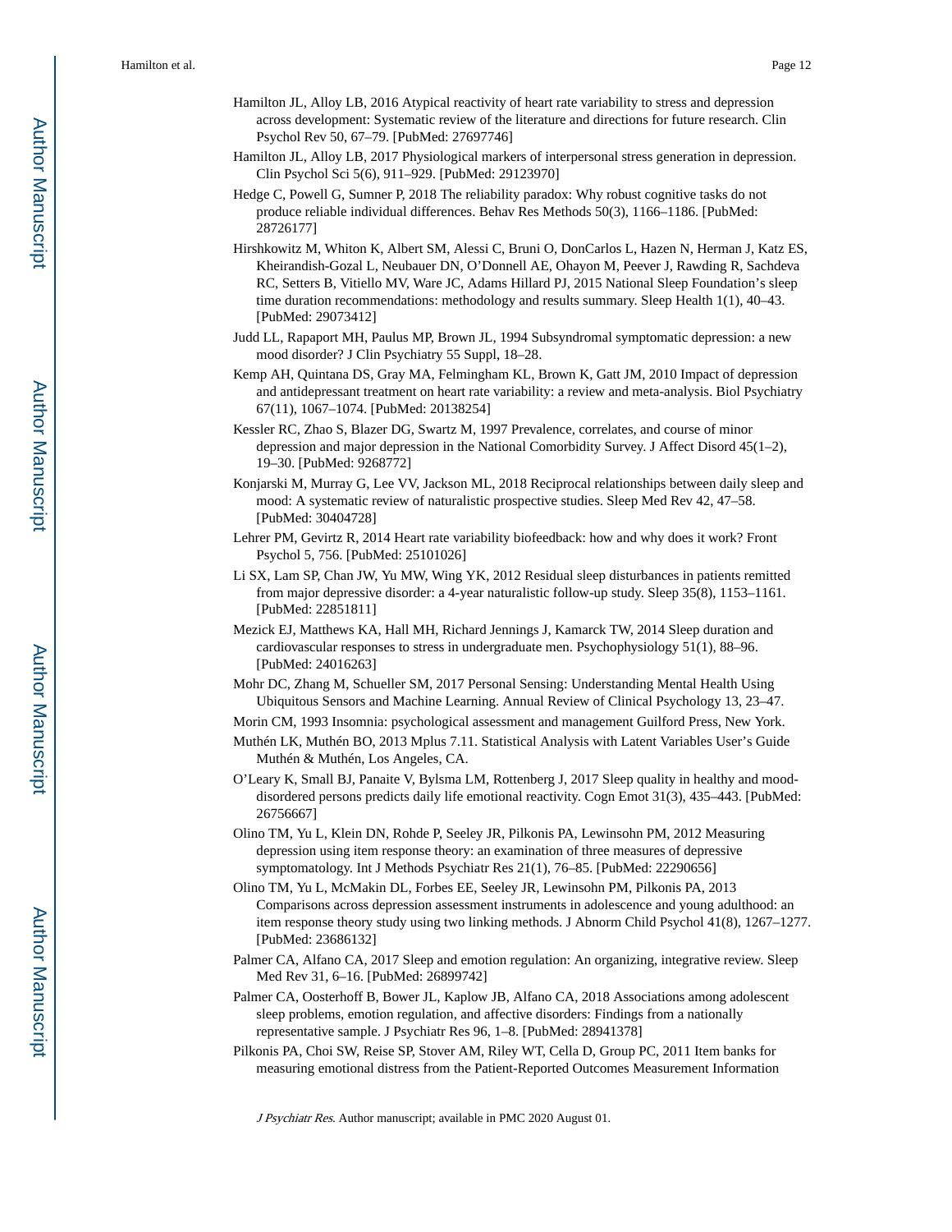Hamilton JL, Alloy LB, 2016 Atypical reactivity of heart rate variability to stress and depression across development: Systematic review of the literature and directions for future research. Clin Psychol Rev 50, 67–79. [PubMed: 27697746]

Hamilton JL, Alloy LB, 2017 Physiological markers of interpersonal stress generation in depression. Clin Psychol Sci 5(6), 911–929. [PubMed: 29123970]

Hedge C, Powell G, Sumner P, 2018 The reliability paradox: Why robust cognitive tasks do not produce reliable individual differences. Behav Res Methods 50(3), 1166–1186. [PubMed: 28726177]

Hirshkowitz M, Whiton K, Albert SM, Alessi C, Bruni O, DonCarlos L, Hazen N, Herman J, Katz ES, Kheirandish-Gozal L, Neubauer DN, O'Donnell AE, Ohayon M, Peever J, Rawding R, Sachdeva RC, Setters B, Vitiello MV, Ware JC, Adams Hillard PJ, 2015 National Sleep Foundation's sleep time duration recommendations: methodology and results summary. Sleep Health 1(1), 40–43. [PubMed: 29073412]

Judd LL, Rapaport MH, Paulus MP, Brown JL, 1994 Subsyndromal symptomatic depression: a new mood disorder? J Clin Psychiatry 55 Suppl, 18–28.

Kemp AH, Quintana DS, Gray MA, Felmingham KL, Brown K, Gatt JM, 2010 Impact of depression and antidepressant treatment on heart rate variability: a review and meta-analysis. Biol Psychiatry 67(11), 1067–1074. [PubMed: 20138254]

Kessler RC, Zhao S, Blazer DG, Swartz M, 1997 Prevalence, correlates, and course of minor depression and major depression in the National Comorbidity Survey. J Affect Disord 45(1–2), 19–30. [PubMed: 9268772]

Konjarski M, Murray G, Lee VV, Jackson ML, 2018 Reciprocal relationships between daily sleep and mood: A systematic review of naturalistic prospective studies. Sleep Med Rev 42, 47–58. [PubMed: 30404728]

Lehrer PM, Gevirtz R, 2014 Heart rate variability biofeedback: how and why does it work? Front Psychol 5, 756. [PubMed: 25101026]

Li SX, Lam SP, Chan JW, Yu MW, Wing YK, 2012 Residual sleep disturbances in patients remitted from major depressive disorder: a 4-year naturalistic follow-up study. Sleep 35(8), 1153–1161. [PubMed: 22851811]

Mezick EJ, Matthews KA, Hall MH, Richard Jennings J, Kamarck TW, 2014 Sleep duration and cardiovascular responses to stress in undergraduate men. Psychophysiology 51(1), 88–96. [PubMed: 24016263]

Mohr DC, Zhang M, Schueller SM, 2017 Personal Sensing: Understanding Mental Health Using Ubiquitous Sensors and Machine Learning. Annual Review of Clinical Psychology 13, 23–47.

Morin CM, 1993 Insomnia: psychological assessment and management Guilford Press, New York.

Muthén LK, Muthén BO, 2013 Mplus 7.11. Statistical Analysis with Latent Variables User's Guide Muthén & Muthén, Los Angeles, CA.

O'Leary K, Small BJ, Panaite V, Bylsma LM, Rottenberg J, 2017 Sleep quality in healthy and mood-disordered persons predicts daily life emotional reactivity. Cogn Emot 31(3), 435–443. [PubMed: 26756667]

Olino TM, Yu L, Klein DN, Rohde P, Seeley JR, Pilkonis PA, Lewinsohn PM, 2012 Measuring depression using item response theory: an examination of three measures of depressive symptomatology. Int J Methods Psychiatr Res 21(1), 76–85. [PubMed: 22290656]

Olino TM, Yu L, McMakin DL, Forbes EE, Seeley JR, Lewinsohn PM, Pilkonis PA, 2013 Comparisons across depression assessment instruments in adolescence and young adulthood: an item response theory study using two linking methods. J Abnorm Child Psychol 41(8), 1267–1277. [PubMed: 23686132]

Palmer CA, Alfano CA, 2017 Sleep and emotion regulation: An organizing, integrative review. Sleep Med Rev 31, 6–16. [PubMed: 26899742]

Palmer CA, Oosterhoff B, Bower JL, Kaplow JB, Alfano CA, 2018 Associations among adolescent sleep problems, emotion regulation, and affective disorders: Findings from a nationally representative sample. J Psychiatr Res 96, 1–8. [PubMed: 28941378]

Pilkonis PA, Choi SW, Reise SP, Stover AM, Riley WT, Cella D, Group PC, 2011 Item banks for measuring emotional distress from the Patient-Reported Outcomes Measurement Information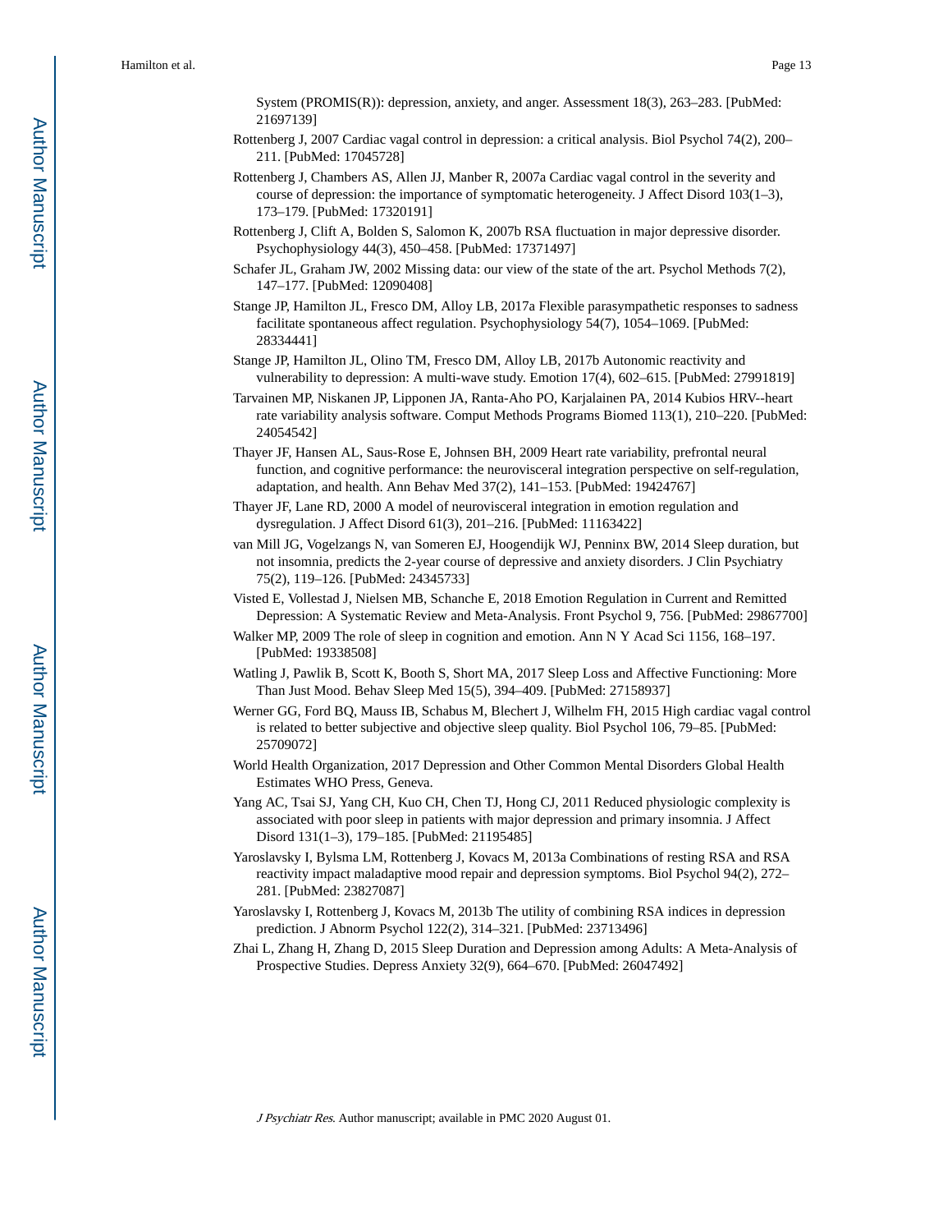System (PROMIS(R)): depression, anxiety, and anger. Assessment 18(3), 263–283. [PubMed: 21697139]

Rottenberg J, 2007 Cardiac vagal control in depression: a critical analysis. Biol Psychol 74(2), 200–211. [PubMed: 17045728]

Rottenberg J, Chambers AS, Allen JJ, Manber R, 2007a Cardiac vagal control in the severity and course of depression: the importance of symptomatic heterogeneity. J Affect Disord 103(1–3), 173–179. [PubMed: 17320191]

Rottenberg J, Clift A, Bolden S, Salomon K, 2007b RSA fluctuation in major depressive disorder. Psychophysiology 44(3), 450–458. [PubMed: 17371497]

Schafer JL, Graham JW, 2002 Missing data: our view of the state of the art. Psychol Methods 7(2), 147–177. [PubMed: 12090408]

Stange JP, Hamilton JL, Fresco DM, Alloy LB, 2017a Flexible parasympathetic responses to sadness facilitate spontaneous affect regulation. Psychophysiology 54(7), 1054–1069. [PubMed: 28334441]

Stange JP, Hamilton JL, Olino TM, Fresco DM, Alloy LB, 2017b Autonomic reactivity and vulnerability to depression: A multi-wave study. Emotion 17(4), 602–615. [PubMed: 27991819]

Tarvainen MP, Niskanen JP, Lipponen JA, Ranta-Aho PO, Karjalainen PA, 2014 Kubios HRV--heart rate variability analysis software. Comput Methods Programs Biomed 113(1), 210–220. [PubMed: 24054542]

Thayer JF, Hansen AL, Saus-Rose E, Johnsen BH, 2009 Heart rate variability, prefrontal neural function, and cognitive performance: the neurovisceral integration perspective on self-regulation, adaptation, and health. Ann Behav Med 37(2), 141–153. [PubMed: 19424767]

Thayer JF, Lane RD, 2000 A model of neurovisceral integration in emotion regulation and dysregulation. J Affect Disord 61(3), 201–216. [PubMed: 11163422]

van Mill JG, Vogelzangs N, van Someren EJ, Hoogendijk WJ, Penninx BW, 2014 Sleep duration, but not insomnia, predicts the 2-year course of depressive and anxiety disorders. J Clin Psychiatry 75(2), 119–126. [PubMed: 24345733]

Visted E, Vollestad J, Nielsen MB, Schanche E, 2018 Emotion Regulation in Current and Remitted Depression: A Systematic Review and Meta-Analysis. Front Psychol 9, 756. [PubMed: 29867700]

Walker MP, 2009 The role of sleep in cognition and emotion. Ann N Y Acad Sci 1156, 168–197. [PubMed: 19338508]

Watling J, Pawlik B, Scott K, Booth S, Short MA, 2017 Sleep Loss and Affective Functioning: More Than Just Mood. Behav Sleep Med 15(5), 394–409. [PubMed: 27158937]

Werner GG, Ford BQ, Mauss IB, Schabus M, Blechert J, Wilhelm FH, 2015 High cardiac vagal control is related to better subjective and objective sleep quality. Biol Psychol 106, 79–85. [PubMed: 25709072]

World Health Organization, 2017 Depression and Other Common Mental Disorders Global Health Estimates WHO Press, Geneva.

Yang AC, Tsai SJ, Yang CH, Kuo CH, Chen TJ, Hong CJ, 2011 Reduced physiologic complexity is associated with poor sleep in patients with major depression and primary insomnia. J Affect Disord 131(1–3), 179–185. [PubMed: 21195485]

Yaroslavsky I, Bylsma LM, Rottenberg J, Kovacs M, 2013a Combinations of resting RSA and RSA reactivity impact maladaptive mood repair and depression symptoms. Biol Psychol 94(2), 272–281. [PubMed: 23827087]

Yaroslavsky I, Rottenberg J, Kovacs M, 2013b The utility of combining RSA indices in depression prediction. J Abnorm Psychol 122(2), 314–321. [PubMed: 23713496]

Zhai L, Zhang H, Zhang D, 2015 Sleep Duration and Depression among Adults: A Meta-Analysis of Prospective Studies. Depress Anxiety 32(9), 664–670. [PubMed: 26047492]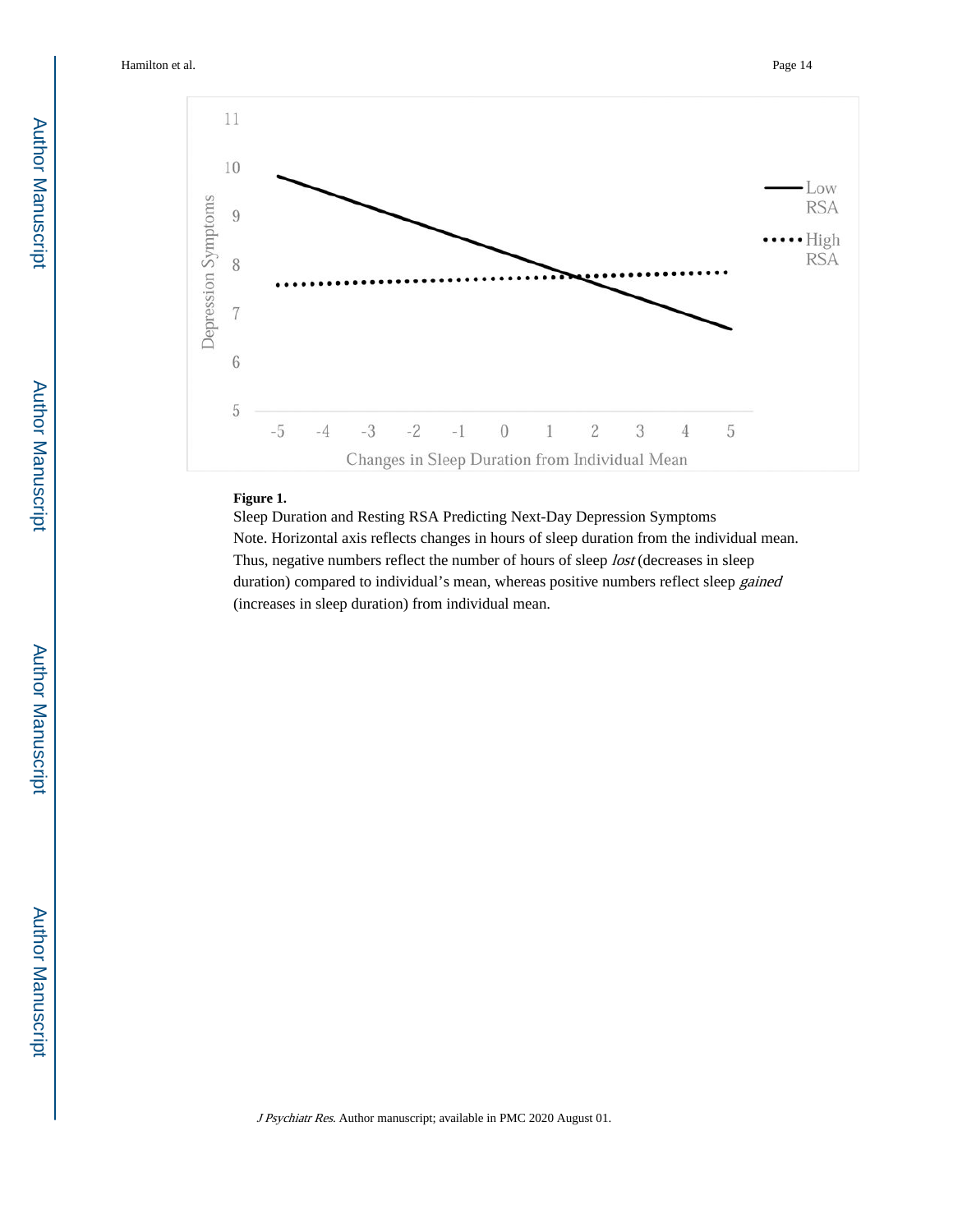**Figure 1.**

Sleep Duration and Resting RSA Predicting Next-Day Depression Symptoms

Note. Horizontal axis reflects changes in hours of sleep duration from the individual mean. Thus, negative numbers reflect the number of hours of sleep *lost* (decreases in sleep duration) compared to individual's mean, whereas positive numbers reflect sleep *gained* (increases in sleep duration) from individual mean.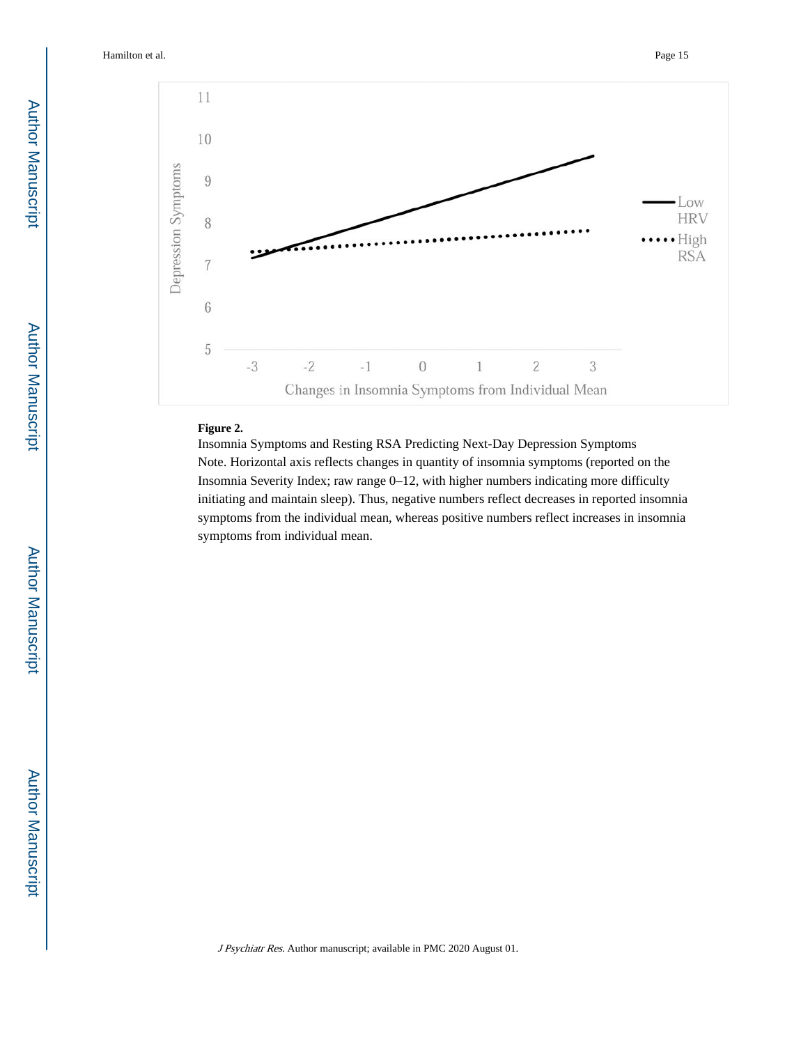**Figure 2.**

Insomnia Symptoms and Resting RSA Predicting Next-Day Depression Symptoms

Note. Horizontal axis reflects changes in quantity of insomnia symptoms (reported on the Insomnia Severity Index; raw range 0–12, with higher numbers indicating more difficulty initiating and maintain sleep). Thus, negative numbers reflect decreases in reported insomnia symptoms from the individual mean, whereas positive numbers reflect increases in insomnia symptoms from individual mean.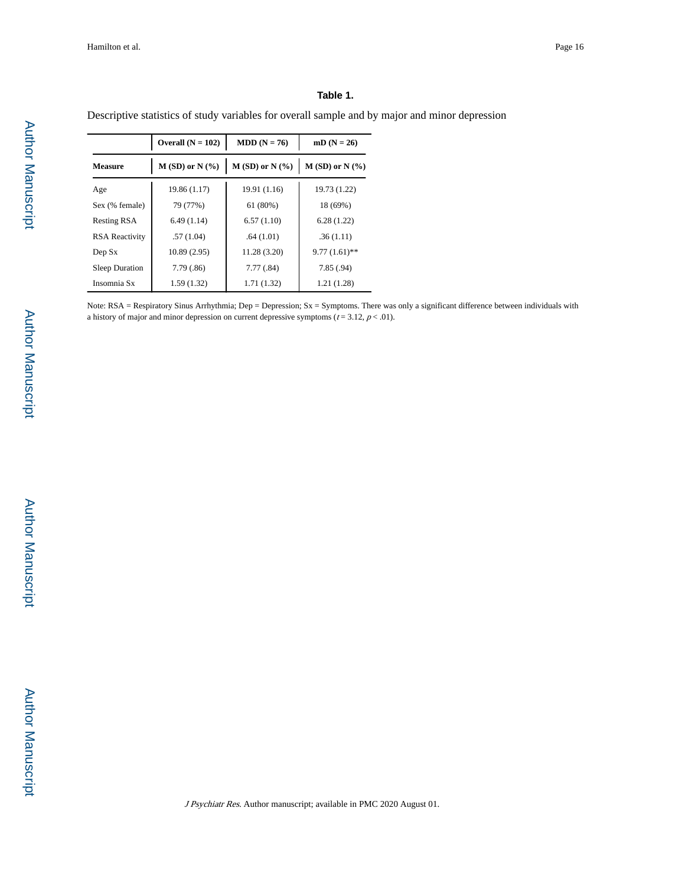**Table 1.**

Descriptive statistics of study variables for overall sample and by major and minor depression

| | Overall (N = 102) | MDD (N = 76) | mD (N = 26) |
|---|---|---|---|
| **Measure** | **M (SD) or N (%)** | **M (SD) or N (%)** | **M (SD) or N (%)** |
| Age | 19.86 (1.17) | 19.91 (1.16) | 19.73 (1.22) |
| Sex (% female) | 79 (77%) | 61 (80%) | 18 (69%) |
| Resting RSA | 6.49 (1.14) | 6.57 (1.10) | 6.28 (1.22) |
| RSA Reactivity | .57 (1.04) | .64 (1.01) | .36 (1.11) |
| Dep Sx | 10.89 (2.95) | 11.28 (3.20) | 9.77 (1.61)** |
| Sleep Duration | 7.79 (.86) | 7.77 (.84) | 7.85 (.94) |
| Insomnia Sx | 1.59 (1.32) | 1.71 (1.32) | 1.21 (1.28) |

Note: RSA = Respiratory Sinus Arrhythmia; Dep = Depression; Sx = Symptoms. There was only a significant difference between individuals with a history of major and minor depression on current depressive symptoms ($t = 3.12$, $p < .01$).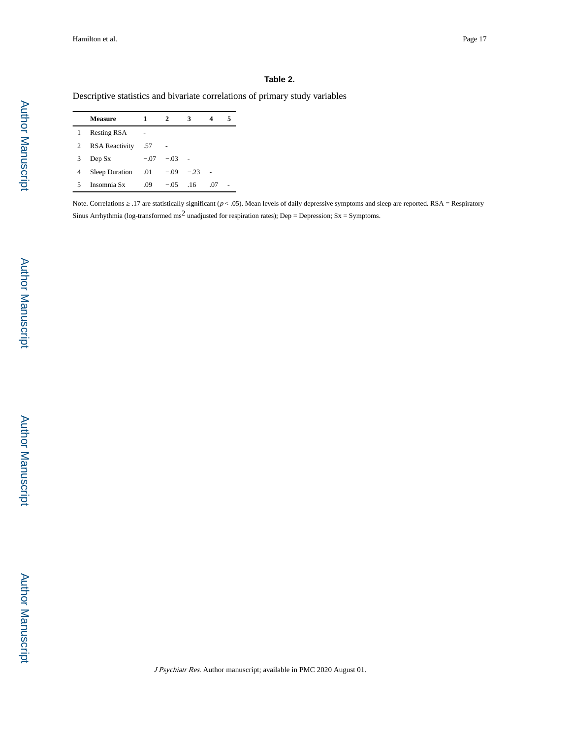**Table 2.**

Descriptive statistics and bivariate correlations of primary study variables

| | Measure | 1 | 2 | 3 | 4 | 5 |
|---|---|---|---|---|---|---|
| 1 | Resting RSA | - | | | | |
| 2 | RSA Reactivity | .57 | - | | | |
| 3 | Dep Sx | −.07 | −.03 | - | | |
| 4 | Sleep Duration | .01 | −.09 | −.23 | - | |
| 5 | Insomnia Sx | .09 | −.05 | .16 | .07 | - |

Note. Correlations ≥ .17 are statistically significant ($p < .05$). Mean levels of daily depressive symptoms and sleep are reported. RSA = Respiratory Sinus Arrhythmia (log-transformed $ms^2$ unadjusted for respiration rates); Dep = Depression; Sx = Symptoms.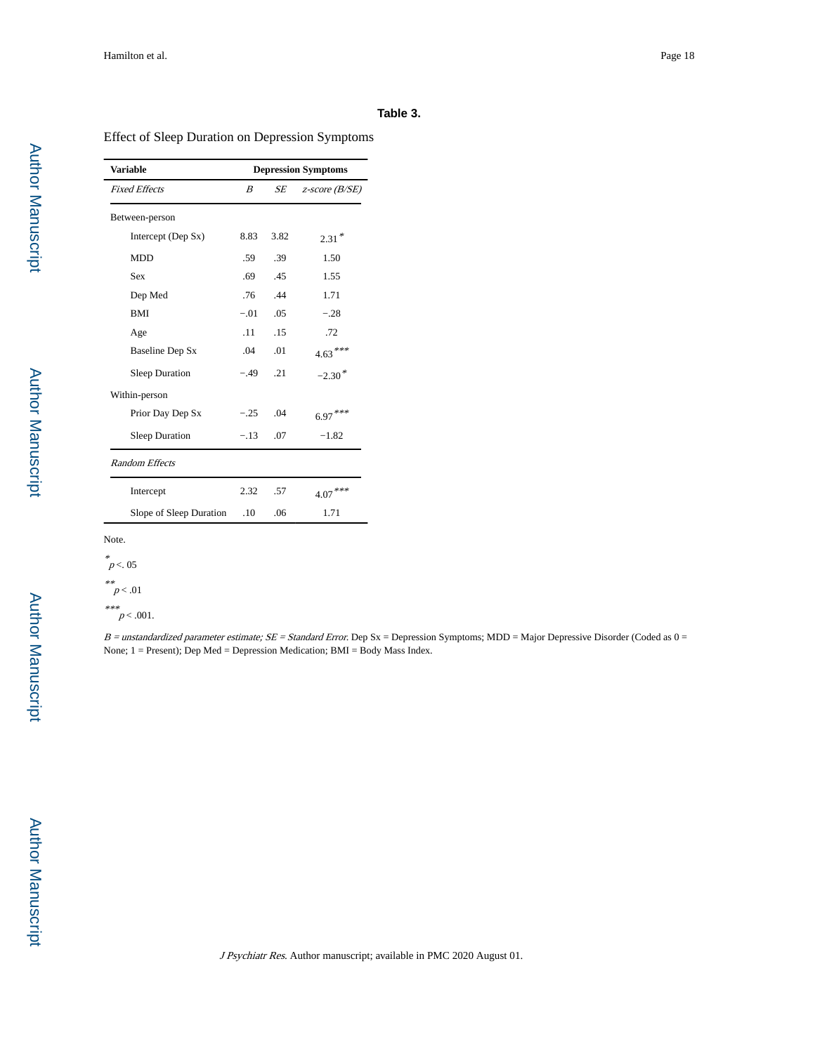**Table 3.**

Effect of Sleep Duration on Depression Symptoms

| Variable | Depression Symptoms | | |
|---|---|---|---|
| *Fixed Effects* | *B* | *SE* | *z-score (B/SE)* |
| Between-person | | | |
| Intercept (Dep Sx) | 8.83 | 3.82 | 2.31* |
| MDD | .59 | .39 | 1.50 |
| Sex | .69 | .45 | 1.55 |
| Dep Med | .76 | .44 | 1.71 |
| BMI | −.01 | .05 | −.28 |
| Age | .11 | .15 | .72 |
| Baseline Dep Sx | .04 | .01 | 4.63*** |
| Sleep Duration | −.49 | .21 | −2.30* |
| Within-person | | | |
| Prior Day Dep Sx | −.25 | .04 | 6.97*** |
| Sleep Duration | −.13 | .07 | −1.82 |
| *Random Effects* | | | |
| Intercept | 2.32 | .57 | 4.07*** |
| Slope of Sleep Duration | .10 | .06 | 1.71 |

Note.

\* $p <. 05$

\*\* $p < .01$

\*\*\* $p < .001$.

*B = unstandardized parameter estimate; SE = Standard Error.* Dep Sx = Depression Symptoms; MDD = Major Depressive Disorder (Coded as 0 = None; 1 = Present); Dep Med = Depression Medication; BMI = Body Mass Index.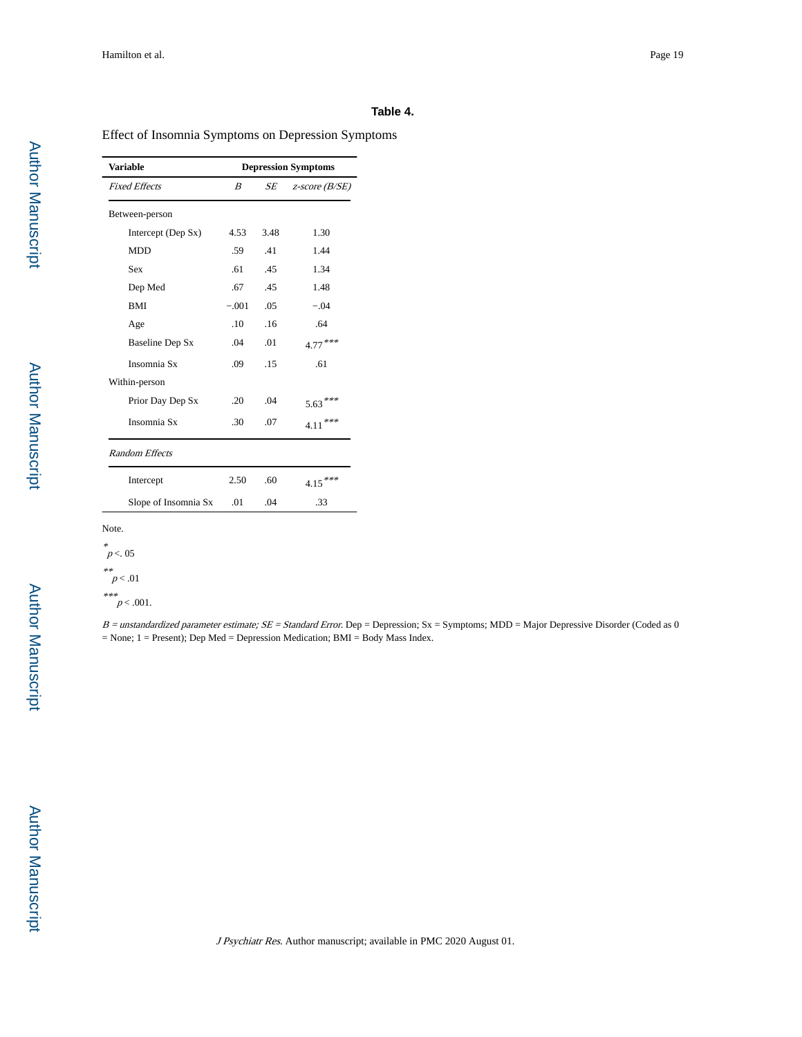**Table 4.**

Effect of Insomnia Symptoms on Depression Symptoms

| Variable | Depression Symptoms | | |
|---|---|---|---|
| *Fixed Effects* | *B* | *SE* | *z-score (B/SE)* |
| Between-person | | | |
| Intercept (Dep Sx) | 4.53 | 3.48 | 1.30 |
| MDD | .59 | .41 | 1.44 |
| Sex | .61 | .45 | 1.34 |
| Dep Med | .67 | .45 | 1.48 |
| BMI | −.001 | .05 | −.04 |
| Age | .10 | .16 | .64 |
| Baseline Dep Sx | .04 | .01 | 4.77*** |
| Insomnia Sx | .09 | .15 | .61 |
| Within-person | | | |
| Prior Day Dep Sx | .20 | .04 | 5.63*** |
| Insomnia Sx | .30 | .07 | 4.11*** |
| *Random Effects* | | | |
| Intercept | 2.50 | .60 | 4.15*** |
| Slope of Insomnia Sx | .01 | .04 | .33 |

Note.

\* $p < .05$

\*\* $p < .01$

\*\*\* $p < .001$.

*B = unstandardized parameter estimate; SE = Standard Error.* Dep = Depression; Sx = Symptoms; MDD = Major Depressive Disorder (Coded as 0 = None; 1 = Present); Dep Med = Depression Medication; BMI = Body Mass Index.